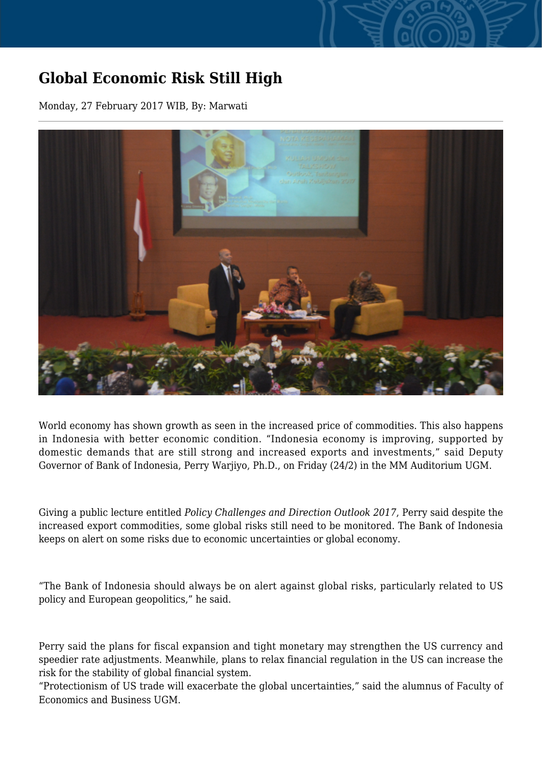# Global Economic Risk Still High

Monday, 27 February 2017 WIB, By: Marwati

World economy has shown growth as seen in the increased price of commodities. This also happens in Indonesia with better economic condition. "Indonesia economy is improving, supported by domestic demands that are still strong and increased exports and investments," said Deputy Governor of Bank of Indonesia, Perry Warjiyo, Ph.D., on Friday (24/2) in the MM Auditorium UGM.

Giving a public lecture entitled *Policy Challenges and Direction Outlook 2017*, Perry said despite the increased export commodities, some global risks still need to be monitored. The Bank of Indonesia keeps on alert on some risks due to economic uncertainties or global economy.

"The Bank of Indonesia should always be on alert against global risks, particularly related to US policy and European geopolitics," he said.

Perry said the plans for fiscal expansion and tight monetary may strengthen the US currency and speedier rate adjustments. Meanwhile, plans to relax financial regulation in the US can increase the risk for the stability of global financial system.
"Protectionism of US trade will exacerbate the global uncertainties," said the alumnus of Faculty of Economics and Business UGM.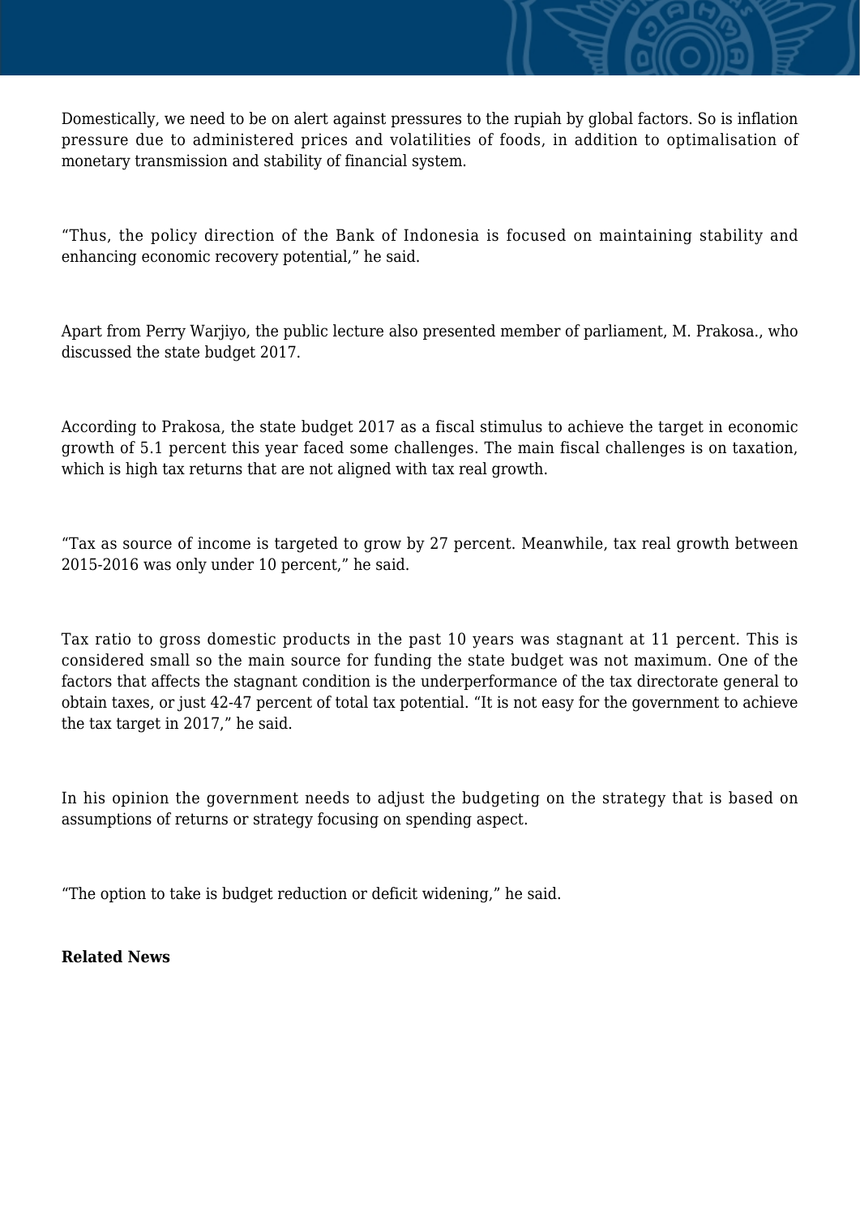Domestically, we need to be on alert against pressures to the rupiah by global factors. So is inflation pressure due to administered prices and volatilities of foods, in addition to optimalisation of monetary transmission and stability of financial system.

“Thus, the policy direction of the Bank of Indonesia is focused on maintaining stability and enhancing economic recovery potential,” he said.

Apart from Perry Warjiyo, the public lecture also presented member of parliament, M. Prakosa., who discussed the state budget 2017.

According to Prakosa, the state budget 2017 as a fiscal stimulus to achieve the target in economic growth of 5.1 percent this year faced some challenges. The main fiscal challenges is on taxation, which is high tax returns that are not aligned with tax real growth.

“Tax as source of income is targeted to grow by 27 percent. Meanwhile, tax real growth between 2015-2016 was only under 10 percent,” he said.

Tax ratio to gross domestic products in the past 10 years was stagnant at 11 percent. This is considered small so the main source for funding the state budget was not maximum. One of the factors that affects the stagnant condition is the underperformance of the tax directorate general to obtain taxes, or just 42-47 percent of total tax potential. “It is not easy for the government to achieve the tax target in 2017,” he said.

In his opinion the government needs to adjust the budgeting on the strategy that is based on assumptions of returns or strategy focusing on spending aspect.

“The option to take is budget reduction or deficit widening,” he said.

**Related News**